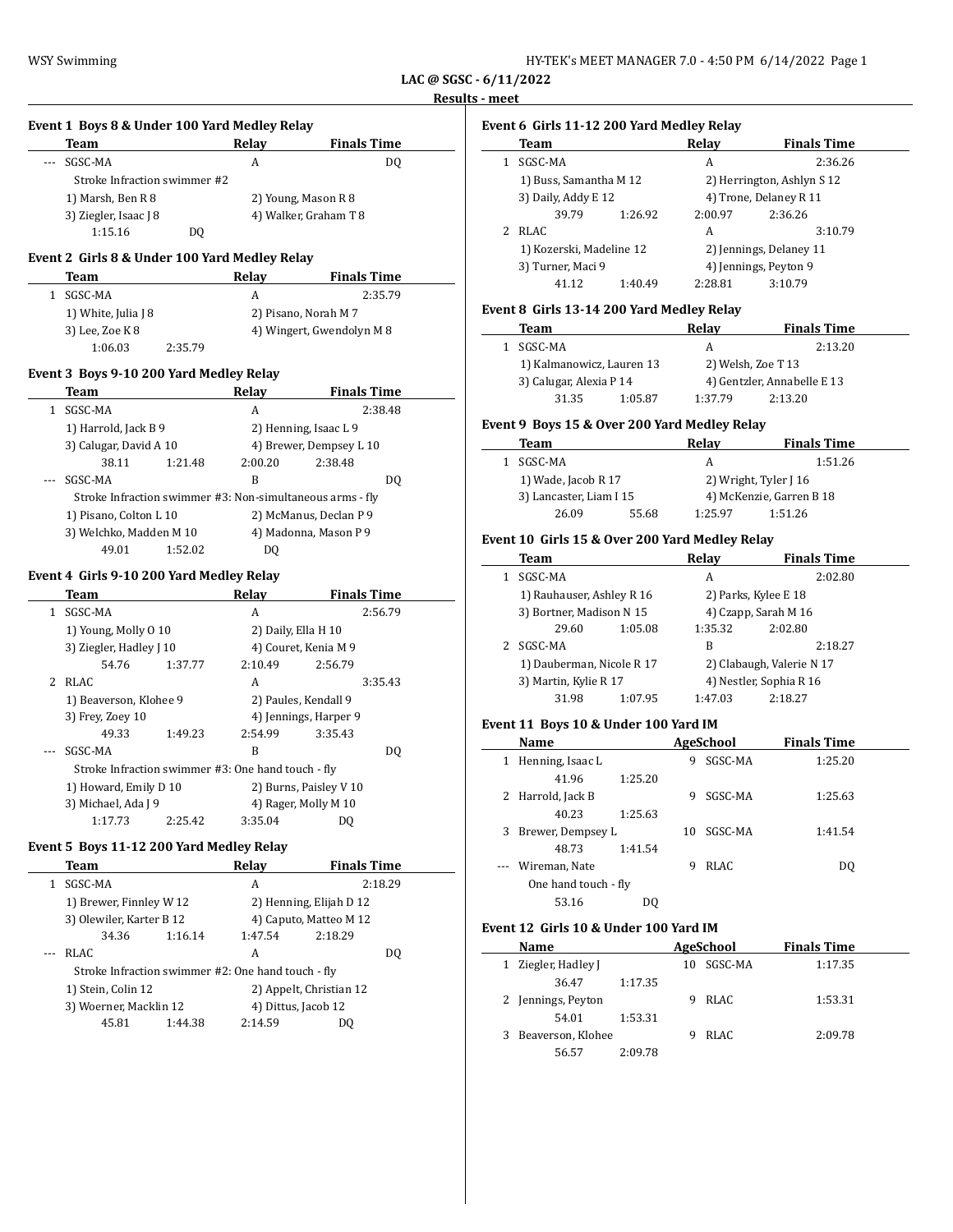WSY Swimming

**LAC @ SGSC - 6/11/2022**

**Results - meet**

### Event 1 Boys 8 & Under 100 Yard Medley Relay

| | Team | Relay | Finals Time |
|---|---|---|---|
| --- | SGSC-MA | A | DQ |

Stroke Infraction swimmer #2

1) Marsh, Ben R 8 — 2) Young, Mason R 8 — 3) Ziegler, Isaac J 8 — 4) Walker, Graham T 8

1:15.16 DQ

### Event 2 Girls 8 & Under 100 Yard Medley Relay

| | Team | Relay | Finals Time |
|---|---|---|---|
| 1 | SGSC-MA | A | 2:35.79 |

1) White, Julia J 8 — 2) Pisano, Norah M 7 — 3) Lee, Zoe K 8 — 4) Wingert, Gwendolyn M 8

1:06.03 2:35.79

### Event 3 Boys 9-10 200 Yard Medley Relay

| | Team | Relay | Finals Time |
|---|---|---|---|
| 1 | SGSC-MA | A | 2:38.48 |

1) Harrold, Jack B 9 — 2) Henning, Isaac L 9 — 3) Calugar, David A 10 — 4) Brewer, Dempsey L 10

38.11 1:21.48 2:00.20 2:38.48

| | Team | Relay | Finals Time |
|---|---|---|---|
| --- | SGSC-MA | B | DQ |

Stroke Infraction swimmer #3: Non-simultaneous arms - fly

1) Pisano, Colton L 10 — 2) McManus, Declan P 9 — 3) Welchko, Madden M 10 — 4) Madonna, Mason P 9

49.01 1:52.02 DQ

### Event 4 Girls 9-10 200 Yard Medley Relay

| | Team | Relay | Finals Time |
|---|---|---|---|
| 1 | SGSC-MA | A | 2:56.79 |

1) Young, Molly O 10 — 2) Daily, Ella H 10 — 3) Ziegler, Hadley J 10 — 4) Couret, Kenia M 9

54.76 1:37.77 2:10.49 2:56.79

| | Team | Relay | Finals Time |
|---|---|---|---|
| 2 | RLAC | A | 3:35.43 |

1) Beaverson, Klohee 9 — 2) Paules, Kendall 9 — 3) Frey, Zoey 10 — 4) Jennings, Harper 9

49.33 1:49.23 2:54.99 3:35.43

| | Team | Relay | Finals Time |
|---|---|---|---|
| --- | SGSC-MA | B | DQ |

Stroke Infraction swimmer #3: One hand touch - fly

1) Howard, Emily D 10 — 2) Burns, Paisley V 10 — 3) Michael, Ada J 9 — 4) Rager, Molly M 10

1:17.73 2:25.42 3:35.04 DQ

### Event 5 Boys 11-12 200 Yard Medley Relay

| | Team | Relay | Finals Time |
|---|---|---|---|
| 1 | SGSC-MA | A | 2:18.29 |

1) Brewer, Finnley W 12 — 2) Henning, Elijah D 12 — 3) Olewiler, Karter B 12 — 4) Caputo, Matteo M 12

34.36 1:16.14 1:47.54 2:18.29

| | Team | Relay | Finals Time |
|---|---|---|---|
| --- | RLAC | A | DQ |

Stroke Infraction swimmer #2: One hand touch - fly

1) Stein, Colin 12 — 2) Appelt, Christian 12 — 3) Woerner, Macklin 12 — 4) Dittus, Jacob 12

45.81 1:44.38 2:14.59 DQ

### Event 6 Girls 11-12 200 Yard Medley Relay

| | Team | Relay | Finals Time |
|---|---|---|---|
| 1 | SGSC-MA | A | 2:36.26 |

1) Buss, Samantha M 12 — 2) Herrington, Ashlyn S 12 — 3) Daily, Addy E 12 — 4) Trone, Delaney R 11

39.79 1:26.92 2:00.97 2:36.26

| | Team | Relay | Finals Time |
|---|---|---|---|
| 2 | RLAC | A | 3:10.79 |

1) Kozerski, Madeline 12 — 2) Jennings, Delaney 11 — 3) Turner, Maci 9 — 4) Jennings, Peyton 9

41.12 1:40.49 2:28.81 3:10.79

### Event 8 Girls 13-14 200 Yard Medley Relay

| | Team | Relay | Finals Time |
|---|---|---|---|
| 1 | SGSC-MA | A | 2:13.20 |

1) Kalmanowicz, Lauren 13 — 2) Welsh, Zoe T 13 — 3) Calugar, Alexia P 14 — 4) Gentzler, Annabelle E 13

31.35 1:05.87 1:37.79 2:13.20

### Event 9 Boys 15 & Over 200 Yard Medley Relay

| | Team | Relay | Finals Time |
|---|---|---|---|
| 1 | SGSC-MA | A | 1:51.26 |

1) Wade, Jacob R 17 — 2) Wright, Tyler J 16 — 3) Lancaster, Liam I 15 — 4) McKenzie, Garren B 18

26.09 55.68 1:25.97 1:51.26

### Event 10 Girls 15 & Over 200 Yard Medley Relay

| | Team | Relay | Finals Time |
|---|---|---|---|
| 1 | SGSC-MA | A | 2:02.80 |

1) Rauhauser, Ashley R 16 — 2) Parks, Kylee E 18 — 3) Bortner, Madison N 15 — 4) Czapp, Sarah M 16

29.60 1:05.08 1:35.32 2:02.80

| | Team | Relay | Finals Time |
|---|---|---|---|
| 2 | SGSC-MA | B | 2:18.27 |

1) Dauberman, Nicole R 17 — 2) Clabaugh, Valerie N 17 — 3) Martin, Kylie R 17 — 4) Nestler, Sophia R 16

31.98 1:07.95 1:47.03 2:18.27

### Event 11 Boys 10 & Under 100 Yard IM

| | Name | Age | School | Finals Time |
|---|---|---|---|---|
| 1 | Henning, Isaac L | 9 | SGSC-MA | 1:25.20 |
| | 41.96 1:25.20 | | | |
| 2 | Harrold, Jack B | 9 | SGSC-MA | 1:25.63 |
| | 40.23 1:25.63 | | | |
| 3 | Brewer, Dempsey L | 10 | SGSC-MA | 1:41.54 |
| | 48.73 1:41.54 | | | |
| --- | Wireman, Nate | 9 | RLAC | DQ |
| | One hand touch - fly | | | |
| | 53.16 DQ | | | |

### Event 12 Girls 10 & Under 100 Yard IM

| | Name | Age | School | Finals Time |
|---|---|---|---|---|
| 1 | Ziegler, Hadley J | 10 | SGSC-MA | 1:17.35 |
| | 36.47 1:17.35 | | | |
| 2 | Jennings, Peyton | 9 | RLAC | 1:53.31 |
| | 54.01 1:53.31 | | | |
| 3 | Beaverson, Klohee | 9 | RLAC | 2:09.78 |
| | 56.57 2:09.78 | | | |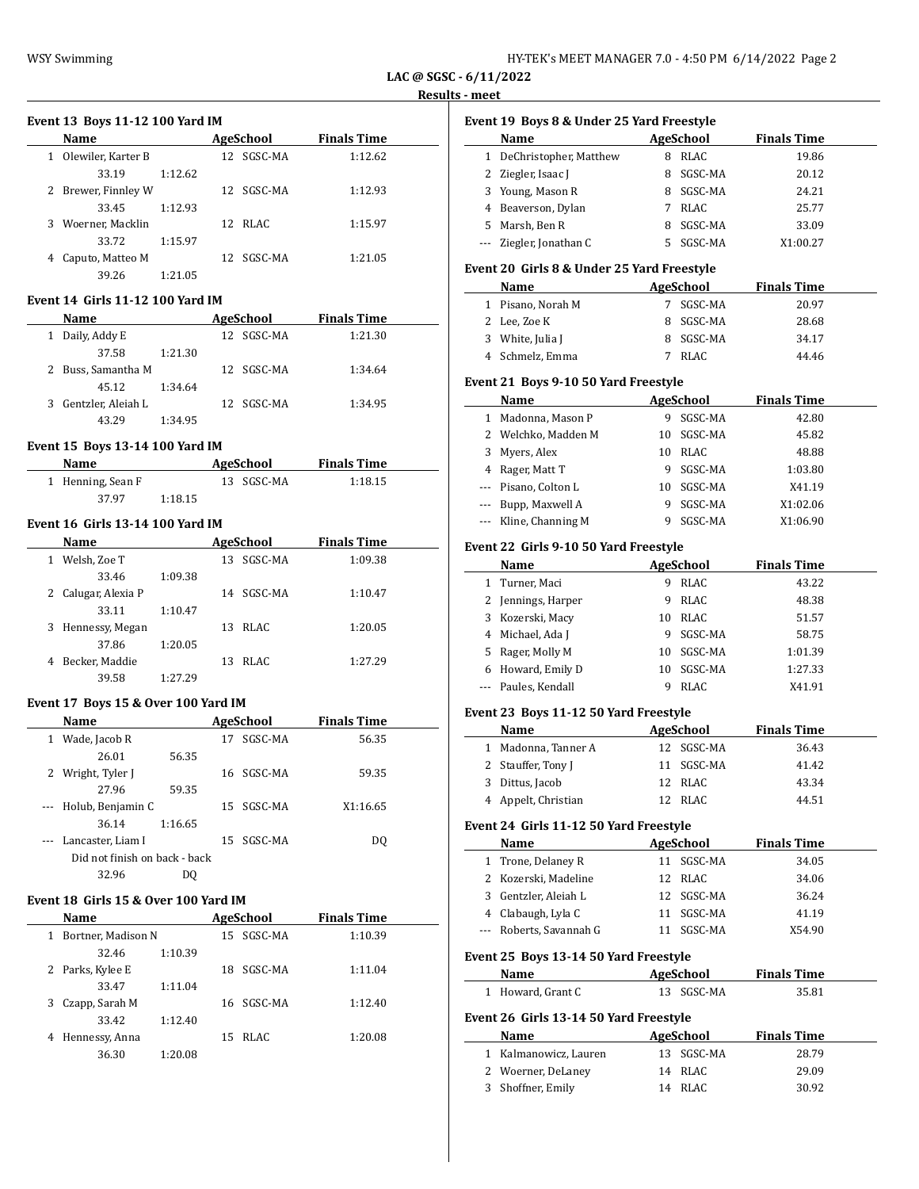LAC @ SGSC - 6/11/2022

**Results - meet**

### Event 13 Boys 11-12 100 Yard IM

| | Name | Age | School | Finals Time |
|---|---|---|---|---|
| 1 | Olewiler, Karter B | 12 | SGSC-MA | 1:12.62 |
| | 33.19 | 1:12.62 | | |
| 2 | Brewer, Finnley W | 12 | SGSC-MA | 1:12.93 |
| | 33.45 | 1:12.93 | | |
| 3 | Woerner, Macklin | 12 | RLAC | 1:15.97 |
| | 33.72 | 1:15.97 | | |
| 4 | Caputo, Matteo M | 12 | SGSC-MA | 1:21.05 |
| | 39.26 | 1:21.05 | | |

### Event 14 Girls 11-12 100 Yard IM

| | Name | Age | School | Finals Time |
|---|---|---|---|---|
| 1 | Daily, Addy E | 12 | SGSC-MA | 1:21.30 |
| | 37.58 | 1:21.30 | | |
| 2 | Buss, Samantha M | 12 | SGSC-MA | 1:34.64 |
| | 45.12 | 1:34.64 | | |
| 3 | Gentzler, Aleiah L | 12 | SGSC-MA | 1:34.95 |
| | 43.29 | 1:34.95 | | |

### Event 15 Boys 13-14 100 Yard IM

| | Name | Age | School | Finals Time |
|---|---|---|---|---|
| 1 | Henning, Sean F | 13 | SGSC-MA | 1:18.15 |
| | 37.97 | 1:18.15 | | |

### Event 16 Girls 13-14 100 Yard IM

| | Name | Age | School | Finals Time |
|---|---|---|---|---|
| 1 | Welsh, Zoe T | 13 | SGSC-MA | 1:09.38 |
| | 33.46 | 1:09.38 | | |
| 2 | Calugar, Alexia P | 14 | SGSC-MA | 1:10.47 |
| | 33.11 | 1:10.47 | | |
| 3 | Hennessy, Megan | 13 | RLAC | 1:20.05 |
| | 37.86 | 1:20.05 | | |
| 4 | Becker, Maddie | 13 | RLAC | 1:27.29 |
| | 39.58 | 1:27.29 | | |

### Event 17 Boys 15 & Over 100 Yard IM

| | Name | Age | School | Finals Time |
|---|---|---|---|---|
| 1 | Wade, Jacob R | 17 | SGSC-MA | 56.35 |
| | 26.01 | 56.35 | | |
| 2 | Wright, Tyler J | 16 | SGSC-MA | 59.35 |
| | 27.96 | 59.35 | | |
| --- | Holub, Benjamin C | 15 | SGSC-MA | X1:16.65 |
| | 36.14 | 1:16.65 | | |
| --- | Lancaster, Liam I | 15 | SGSC-MA | DQ |
| | Did not finish on back - back | | | |
| | 32.96 | DQ | | |

### Event 18 Girls 15 & Over 100 Yard IM

| | Name | Age | School | Finals Time |
|---|---|---|---|---|
| 1 | Bortner, Madison N | 15 | SGSC-MA | 1:10.39 |
| | 32.46 | 1:10.39 | | |
| 2 | Parks, Kylee E | 18 | SGSC-MA | 1:11.04 |
| | 33.47 | 1:11.04 | | |
| 3 | Czapp, Sarah M | 16 | SGSC-MA | 1:12.40 |
| | 33.42 | 1:12.40 | | |
| 4 | Hennessy, Anna | 15 | RLAC | 1:20.08 |
| | 36.30 | 1:20.08 | | |

### Event 19 Boys 8 & Under 25 Yard Freestyle

| | Name | Age | School | Finals Time |
|---|---|---|---|---|
| 1 | DeChristopher, Matthew | 8 | RLAC | 19.86 |
| 2 | Ziegler, Isaac J | 8 | SGSC-MA | 20.12 |
| 3 | Young, Mason R | 8 | SGSC-MA | 24.21 |
| 4 | Beaverson, Dylan | 7 | RLAC | 25.77 |
| 5 | Marsh, Ben R | 8 | SGSC-MA | 33.09 |
| --- | Ziegler, Jonathan C | 5 | SGSC-MA | X1:00.27 |

### Event 20 Girls 8 & Under 25 Yard Freestyle

| | Name | Age | School | Finals Time |
|---|---|---|---|---|
| 1 | Pisano, Norah M | 7 | SGSC-MA | 20.97 |
| 2 | Lee, Zoe K | 8 | SGSC-MA | 28.68 |
| 3 | White, Julia J | 8 | SGSC-MA | 34.17 |
| 4 | Schmelz, Emma | 7 | RLAC | 44.46 |

### Event 21 Boys 9-10 50 Yard Freestyle

| | Name | Age | School | Finals Time |
|---|---|---|---|---|
| 1 | Madonna, Mason P | 9 | SGSC-MA | 42.80 |
| 2 | Welchko, Madden M | 10 | SGSC-MA | 45.82 |
| 3 | Myers, Alex | 10 | RLAC | 48.88 |
| 4 | Rager, Matt T | 9 | SGSC-MA | 1:03.80 |
| --- | Pisano, Colton L | 10 | SGSC-MA | X41.19 |
| --- | Bupp, Maxwell A | 9 | SGSC-MA | X1:02.06 |
| --- | Kline, Channing M | 9 | SGSC-MA | X1:06.90 |

### Event 22 Girls 9-10 50 Yard Freestyle

| | Name | Age | School | Finals Time |
|---|---|---|---|---|
| 1 | Turner, Maci | 9 | RLAC | 43.22 |
| 2 | Jennings, Harper | 9 | RLAC | 48.38 |
| 3 | Kozerski, Macy | 10 | RLAC | 51.57 |
| 4 | Michael, Ada J | 9 | SGSC-MA | 58.75 |
| 5 | Rager, Molly M | 10 | SGSC-MA | 1:01.39 |
| 6 | Howard, Emily D | 10 | SGSC-MA | 1:27.33 |
| --- | Paules, Kendall | 9 | RLAC | X41.91 |

### Event 23 Boys 11-12 50 Yard Freestyle

| | Name | Age | School | Finals Time |
|---|---|---|---|---|
| 1 | Madonna, Tanner A | 12 | SGSC-MA | 36.43 |
| 2 | Stauffer, Tony J | 11 | SGSC-MA | 41.42 |
| 3 | Dittus, Jacob | 12 | RLAC | 43.34 |
| 4 | Appelt, Christian | 12 | RLAC | 44.51 |

### Event 24 Girls 11-12 50 Yard Freestyle

| | Name | Age | School | Finals Time |
|---|---|---|---|---|
| 1 | Trone, Delaney R | 11 | SGSC-MA | 34.05 |
| 2 | Kozerski, Madeline | 12 | RLAC | 34.06 |
| 3 | Gentzler, Aleiah L | 12 | SGSC-MA | 36.24 |
| 4 | Clabaugh, Lyla C | 11 | SGSC-MA | 41.19 |
| --- | Roberts, Savannah G | 11 | SGSC-MA | X54.90 |

### Event 25 Boys 13-14 50 Yard Freestyle

| | Name | Age | School | Finals Time |
|---|---|---|---|---|
| 1 | Howard, Grant C | 13 | SGSC-MA | 35.81 |

### Event 26 Girls 13-14 50 Yard Freestyle

| | Name | Age | School | Finals Time |
|---|---|---|---|---|
| 1 | Kalmanowicz, Lauren | 13 | SGSC-MA | 28.79 |
| 2 | Woerner, DeLaney | 14 | RLAC | 29.09 |
| 3 | Shoffner, Emily | 14 | RLAC | 30.92 |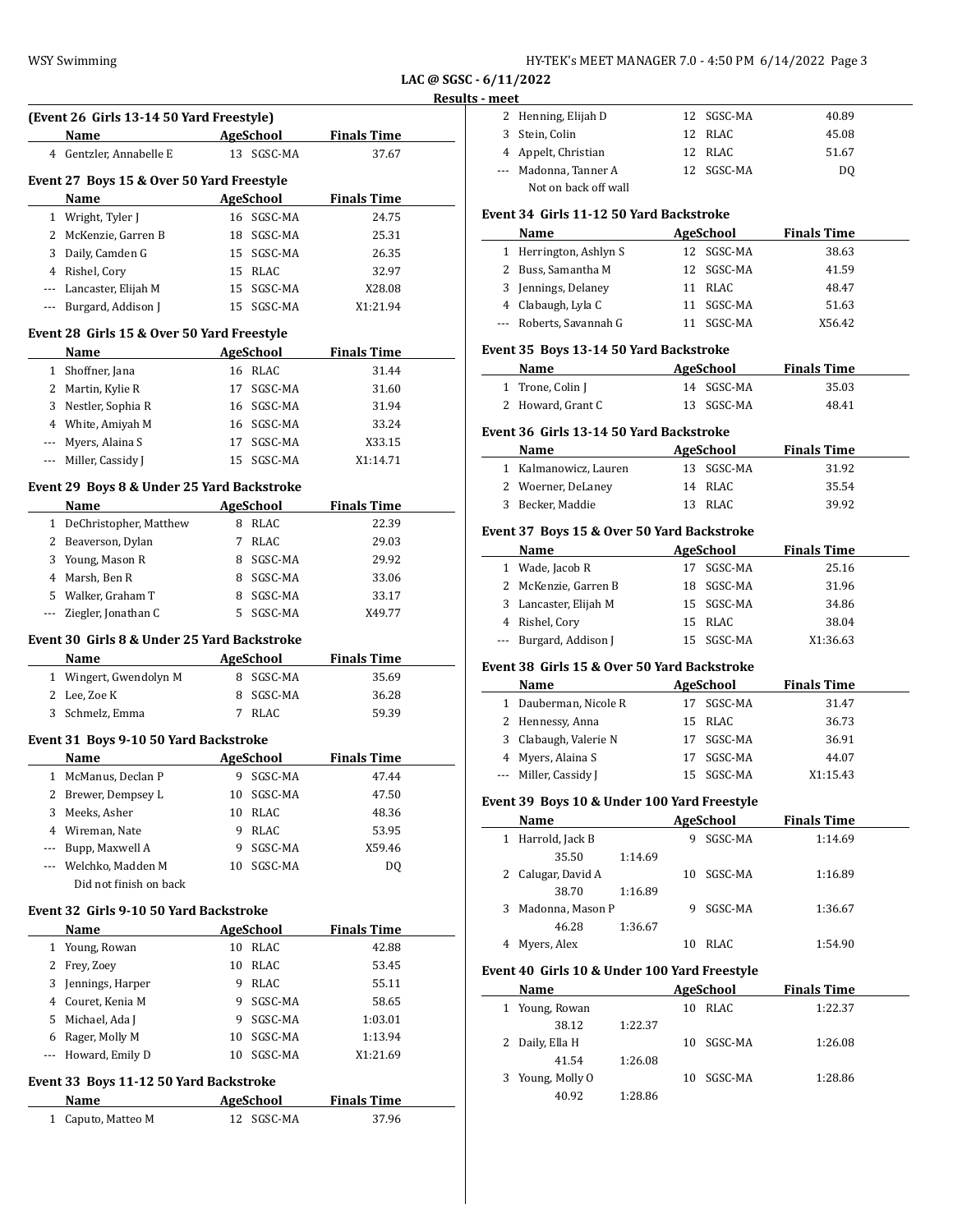**LAC @ SGSC - 6/11/2022**

**Results - meet**

### (Event 26 Girls 13-14 50 Yard Freestyle)

| | Name | Age | School | Finals Time |
|---|---|---|---|---|
| 4 | Gentzler, Annabelle E | 13 | SGSC-MA | 37.67 |

### Event 27 Boys 15 & Over 50 Yard Freestyle

| | Name | Age | School | Finals Time |
|---|---|---|---|---|
| 1 | Wright, Tyler J | 16 | SGSC-MA | 24.75 |
| 2 | McKenzie, Garren B | 18 | SGSC-MA | 25.31 |
| 3 | Daily, Camden G | 15 | SGSC-MA | 26.35 |
| 4 | Rishel, Cory | 15 | RLAC | 32.97 |
| --- | Lancaster, Elijah M | 15 | SGSC-MA | X28.08 |
| --- | Burgard, Addison J | 15 | SGSC-MA | X1:21.94 |

### Event 28 Girls 15 & Over 50 Yard Freestyle

| | Name | Age | School | Finals Time |
|---|---|---|---|---|
| 1 | Shoffner, Jana | 16 | RLAC | 31.44 |
| 2 | Martin, Kylie R | 17 | SGSC-MA | 31.60 |
| 3 | Nestler, Sophia R | 16 | SGSC-MA | 31.94 |
| 4 | White, Amiyah M | 16 | SGSC-MA | 33.24 |
| --- | Myers, Alaina S | 17 | SGSC-MA | X33.15 |
| --- | Miller, Cassidy J | 15 | SGSC-MA | X1:14.71 |

### Event 29 Boys 8 & Under 25 Yard Backstroke

| | Name | Age | School | Finals Time |
|---|---|---|---|---|
| 1 | DeChristopher, Matthew | 8 | RLAC | 22.39 |
| 2 | Beaverson, Dylan | 7 | RLAC | 29.03 |
| 3 | Young, Mason R | 8 | SGSC-MA | 29.92 |
| 4 | Marsh, Ben R | 8 | SGSC-MA | 33.06 |
| 5 | Walker, Graham T | 8 | SGSC-MA | 33.17 |
| --- | Ziegler, Jonathan C | 5 | SGSC-MA | X49.77 |

### Event 30 Girls 8 & Under 25 Yard Backstroke

| | Name | Age | School | Finals Time |
|---|---|---|---|---|
| 1 | Wingert, Gwendolyn M | 8 | SGSC-MA | 35.69 |
| 2 | Lee, Zoe K | 8 | SGSC-MA | 36.28 |
| 3 | Schmelz, Emma | 7 | RLAC | 59.39 |

### Event 31 Boys 9-10 50 Yard Backstroke

| | Name | Age | School | Finals Time |
|---|---|---|---|---|
| 1 | McManus, Declan P | 9 | SGSC-MA | 47.44 |
| 2 | Brewer, Dempsey L | 10 | SGSC-MA | 47.50 |
| 3 | Meeks, Asher | 10 | RLAC | 48.36 |
| 4 | Wireman, Nate | 9 | RLAC | 53.95 |
| --- | Bupp, Maxwell A | 9 | SGSC-MA | X59.46 |
| --- | Welchko, Madden M | 10 | SGSC-MA | DQ |
| | Did not finish on back | | | |

### Event 32 Girls 9-10 50 Yard Backstroke

| | Name | Age | School | Finals Time |
|---|---|---|---|---|
| 1 | Young, Rowan | 10 | RLAC | 42.88 |
| 2 | Frey, Zoey | 10 | RLAC | 53.45 |
| 3 | Jennings, Harper | 9 | RLAC | 55.11 |
| 4 | Couret, Kenia M | 9 | SGSC-MA | 58.65 |
| 5 | Michael, Ada J | 9 | SGSC-MA | 1:03.01 |
| 6 | Rager, Molly M | 10 | SGSC-MA | 1:13.94 |
| --- | Howard, Emily D | 10 | SGSC-MA | X1:21.69 |

### Event 33 Boys 11-12 50 Yard Backstroke

| | Name | Age | School | Finals Time |
|---|---|---|---|---|
| 1 | Caputo, Matteo M | 12 | SGSC-MA | 37.96 |
| 2 | Henning, Elijah D | 12 | SGSC-MA | 40.89 |
| 3 | Stein, Colin | 12 | RLAC | 45.08 |
| 4 | Appelt, Christian | 12 | RLAC | 51.67 |
| --- | Madonna, Tanner A | 12 | SGSC-MA | DQ |
| | Not on back off wall | | | |

### Event 34 Girls 11-12 50 Yard Backstroke

| | Name | Age | School | Finals Time |
|---|---|---|---|---|
| 1 | Herrington, Ashlyn S | 12 | SGSC-MA | 38.63 |
| 2 | Buss, Samantha M | 12 | SGSC-MA | 41.59 |
| 3 | Jennings, Delaney | 11 | RLAC | 48.47 |
| 4 | Clabaugh, Lyla C | 11 | SGSC-MA | 51.63 |
| --- | Roberts, Savannah G | 11 | SGSC-MA | X56.42 |

### Event 35 Boys 13-14 50 Yard Backstroke

| | Name | Age | School | Finals Time |
|---|---|---|---|---|
| 1 | Trone, Colin J | 14 | SGSC-MA | 35.03 |
| 2 | Howard, Grant C | 13 | SGSC-MA | 48.41 |

### Event 36 Girls 13-14 50 Yard Backstroke

| | Name | Age | School | Finals Time |
|---|---|---|---|---|
| 1 | Kalmanowicz, Lauren | 13 | SGSC-MA | 31.92 |
| 2 | Woerner, DeLaney | 14 | RLAC | 35.54 |
| 3 | Becker, Maddie | 13 | RLAC | 39.92 |

### Event 37 Boys 15 & Over 50 Yard Backstroke

| | Name | Age | School | Finals Time |
|---|---|---|---|---|
| 1 | Wade, Jacob R | 17 | SGSC-MA | 25.16 |
| 2 | McKenzie, Garren B | 18 | SGSC-MA | 31.96 |
| 3 | Lancaster, Elijah M | 15 | SGSC-MA | 34.86 |
| 4 | Rishel, Cory | 15 | RLAC | 38.04 |
| --- | Burgard, Addison J | 15 | SGSC-MA | X1:36.63 |

### Event 38 Girls 15 & Over 50 Yard Backstroke

| | Name | Age | School | Finals Time |
|---|---|---|---|---|
| 1 | Dauberman, Nicole R | 17 | SGSC-MA | 31.47 |
| 2 | Hennessy, Anna | 15 | RLAC | 36.73 |
| 3 | Clabaugh, Valerie N | 17 | SGSC-MA | 36.91 |
| 4 | Myers, Alaina S | 17 | SGSC-MA | 44.07 |
| --- | Miller, Cassidy J | 15 | SGSC-MA | X1:15.43 |

### Event 39 Boys 10 & Under 100 Yard Freestyle

| | Name | Age | School | Finals Time |
|---|---|---|---|---|
| 1 | Harrold, Jack B | 9 | SGSC-MA | 1:14.69 |
| | 35.50 1:14.69 | | | |
| 2 | Calugar, David A | 10 | SGSC-MA | 1:16.89 |
| | 38.70 1:16.89 | | | |
| 3 | Madonna, Mason P | 9 | SGSC-MA | 1:36.67 |
| | 46.28 1:36.67 | | | |
| 4 | Myers, Alex | 10 | RLAC | 1:54.90 |

### Event 40 Girls 10 & Under 100 Yard Freestyle

| | Name | Age | School | Finals Time |
|---|---|---|---|---|
| 1 | Young, Rowan | 10 | RLAC | 1:22.37 |
| | 38.12 1:22.37 | | | |
| 2 | Daily, Ella H | 10 | SGSC-MA | 1:26.08 |
| | 41.54 1:26.08 | | | |
| 3 | Young, Molly O | 10 | SGSC-MA | 1:28.86 |
| | 40.92 1:28.86 | | | |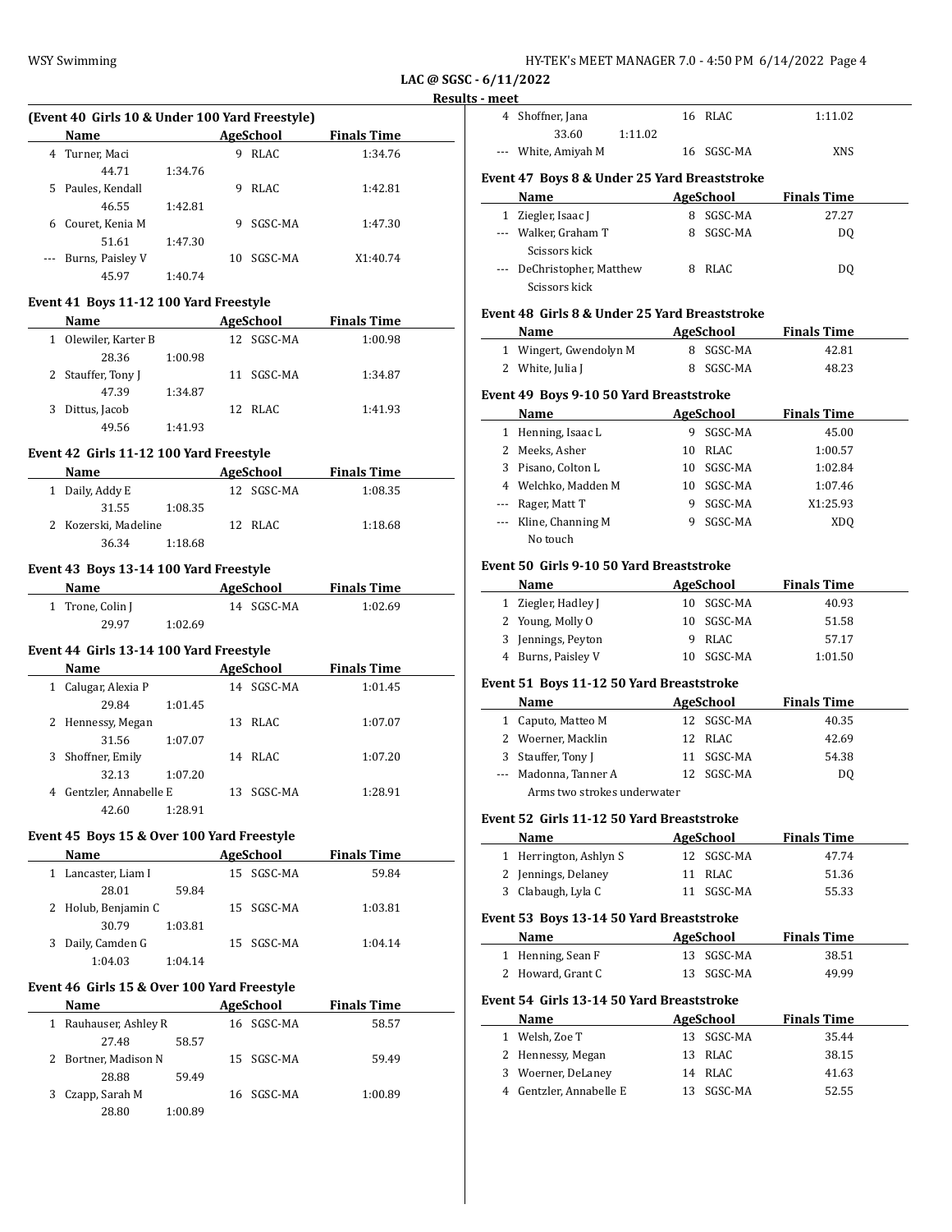LAC @ SGSC - 6/11/2022

Results - meet

### (Event 40 Girls 10 & Under 100 Yard Freestyle)

| | Name | Age | School | Finals Time |
|---|---|---|---|---|
| 4 | Turner, Maci | 9 | RLAC | 1:34.76 |
| | 44.71 1:34.76 | | | |
| 5 | Paules, Kendall | 9 | RLAC | 1:42.81 |
| | 46.55 1:42.81 | | | |
| 6 | Couret, Kenia M | 9 | SGSC-MA | 1:47.30 |
| | 51.61 1:47.30 | | | |
| --- | Burns, Paisley V | 10 | SGSC-MA | X1:40.74 |
| | 45.97 1:40.74 | | | |

### Event 41 Boys 11-12 100 Yard Freestyle

| | Name | Age | School | Finals Time |
|---|---|---|---|---|
| 1 | Olewiler, Karter B | 12 | SGSC-MA | 1:00.98 |
| | 28.36 1:00.98 | | | |
| 2 | Stauffer, Tony J | 11 | SGSC-MA | 1:34.87 |
| | 47.39 1:34.87 | | | |
| 3 | Dittus, Jacob | 12 | RLAC | 1:41.93 |
| | 49.56 1:41.93 | | | |

### Event 42 Girls 11-12 100 Yard Freestyle

| | Name | Age | School | Finals Time |
|---|---|---|---|---|
| 1 | Daily, Addy E | 12 | SGSC-MA | 1:08.35 |
| | 31.55 1:08.35 | | | |
| 2 | Kozerski, Madeline | 12 | RLAC | 1:18.68 |
| | 36.34 1:18.68 | | | |

### Event 43 Boys 13-14 100 Yard Freestyle

| | Name | Age | School | Finals Time |
|---|---|---|---|---|
| 1 | Trone, Colin J | 14 | SGSC-MA | 1:02.69 |
| | 29.97 1:02.69 | | | |

### Event 44 Girls 13-14 100 Yard Freestyle

| | Name | Age | School | Finals Time |
|---|---|---|---|---|
| 1 | Calugar, Alexia P | 14 | SGSC-MA | 1:01.45 |
| | 29.84 1:01.45 | | | |
| 2 | Hennessy, Megan | 13 | RLAC | 1:07.07 |
| | 31.56 1:07.07 | | | |
| 3 | Shoffner, Emily | 14 | RLAC | 1:07.20 |
| | 32.13 1:07.20 | | | |
| 4 | Gentzler, Annabelle E | 13 | SGSC-MA | 1:28.91 |
| | 42.60 1:28.91 | | | |

### Event 45 Boys 15 & Over 100 Yard Freestyle

| | Name | Age | School | Finals Time |
|---|---|---|---|---|
| 1 | Lancaster, Liam I | 15 | SGSC-MA | 59.84 |
| | 28.01 59.84 | | | |
| 2 | Holub, Benjamin C | 15 | SGSC-MA | 1:03.81 |
| | 30.79 1:03.81 | | | |
| 3 | Daily, Camden G | 15 | SGSC-MA | 1:04.14 |
| | 1:04.03 1:04.14 | | | |

### Event 46 Girls 15 & Over 100 Yard Freestyle

| | Name | Age | School | Finals Time |
|---|---|---|---|---|
| 1 | Rauhauser, Ashley R | 16 | SGSC-MA | 58.57 |
| | 27.48 58.57 | | | |
| 2 | Bortner, Madison N | 15 | SGSC-MA | 59.49 |
| | 28.88 59.49 | | | |
| 3 | Czapp, Sarah M | 16 | SGSC-MA | 1:00.89 |
| | 28.80 1:00.89 | | | |
| 4 | Shoffner, Jana | 16 | RLAC | 1:11.02 |
| | 33.60 1:11.02 | | | |
| --- | White, Amiyah M | 16 | SGSC-MA | XNS |

### Event 47 Boys 8 & Under 25 Yard Breaststroke

| | Name | Age | School | Finals Time |
|---|---|---|---|---|
| 1 | Ziegler, Isaac J | 8 | SGSC-MA | 27.27 |
| --- | Walker, Graham T | 8 | SGSC-MA | DQ |
| | Scissors kick | | | |
| --- | DeChristopher, Matthew | 8 | RLAC | DQ |
| | Scissors kick | | | |

### Event 48 Girls 8 & Under 25 Yard Breaststroke

| | Name | Age | School | Finals Time |
|---|---|---|---|---|
| 1 | Wingert, Gwendolyn M | 8 | SGSC-MA | 42.81 |
| 2 | White, Julia J | 8 | SGSC-MA | 48.23 |

### Event 49 Boys 9-10 50 Yard Breaststroke

| | Name | Age | School | Finals Time |
|---|---|---|---|---|
| 1 | Henning, Isaac L | 9 | SGSC-MA | 45.00 |
| 2 | Meeks, Asher | 10 | RLAC | 1:00.57 |
| 3 | Pisano, Colton L | 10 | SGSC-MA | 1:02.84 |
| 4 | Welchko, Madden M | 10 | SGSC-MA | 1:07.46 |
| --- | Rager, Matt T | 9 | SGSC-MA | X1:25.93 |
| --- | Kline, Channing M | 9 | SGSC-MA | XDQ |
| | No touch | | | |

### Event 50 Girls 9-10 50 Yard Breaststroke

| | Name | Age | School | Finals Time |
|---|---|---|---|---|
| 1 | Ziegler, Hadley J | 10 | SGSC-MA | 40.93 |
| 2 | Young, Molly O | 10 | SGSC-MA | 51.58 |
| 3 | Jennings, Peyton | 9 | RLAC | 57.17 |
| 4 | Burns, Paisley V | 10 | SGSC-MA | 1:01.50 |

### Event 51 Boys 11-12 50 Yard Breaststroke

| | Name | Age | School | Finals Time |
|---|---|---|---|---|
| 1 | Caputo, Matteo M | 12 | SGSC-MA | 40.35 |
| 2 | Woerner, Macklin | 12 | RLAC | 42.69 |
| 3 | Stauffer, Tony J | 11 | SGSC-MA | 54.38 |
| --- | Madonna, Tanner A | 12 | SGSC-MA | DQ |
| | Arms two strokes underwater | | | |

### Event 52 Girls 11-12 50 Yard Breaststroke

| | Name | Age | School | Finals Time |
|---|---|---|---|---|
| 1 | Herrington, Ashlyn S | 12 | SGSC-MA | 47.74 |
| 2 | Jennings, Delaney | 11 | RLAC | 51.36 |
| 3 | Clabaugh, Lyla C | 11 | SGSC-MA | 55.33 |

### Event 53 Boys 13-14 50 Yard Breaststroke

| | Name | Age | School | Finals Time |
|---|---|---|---|---|
| 1 | Henning, Sean F | 13 | SGSC-MA | 38.51 |
| 2 | Howard, Grant C | 13 | SGSC-MA | 49.99 |

### Event 54 Girls 13-14 50 Yard Breaststroke

| | Name | Age | School | Finals Time |
|---|---|---|---|---|
| 1 | Welsh, Zoe T | 13 | SGSC-MA | 35.44 |
| 2 | Hennessy, Megan | 13 | RLAC | 38.15 |
| 3 | Woerner, DeLaney | 14 | RLAC | 41.63 |
| 4 | Gentzler, Annabelle E | 13 | SGSC-MA | 52.55 |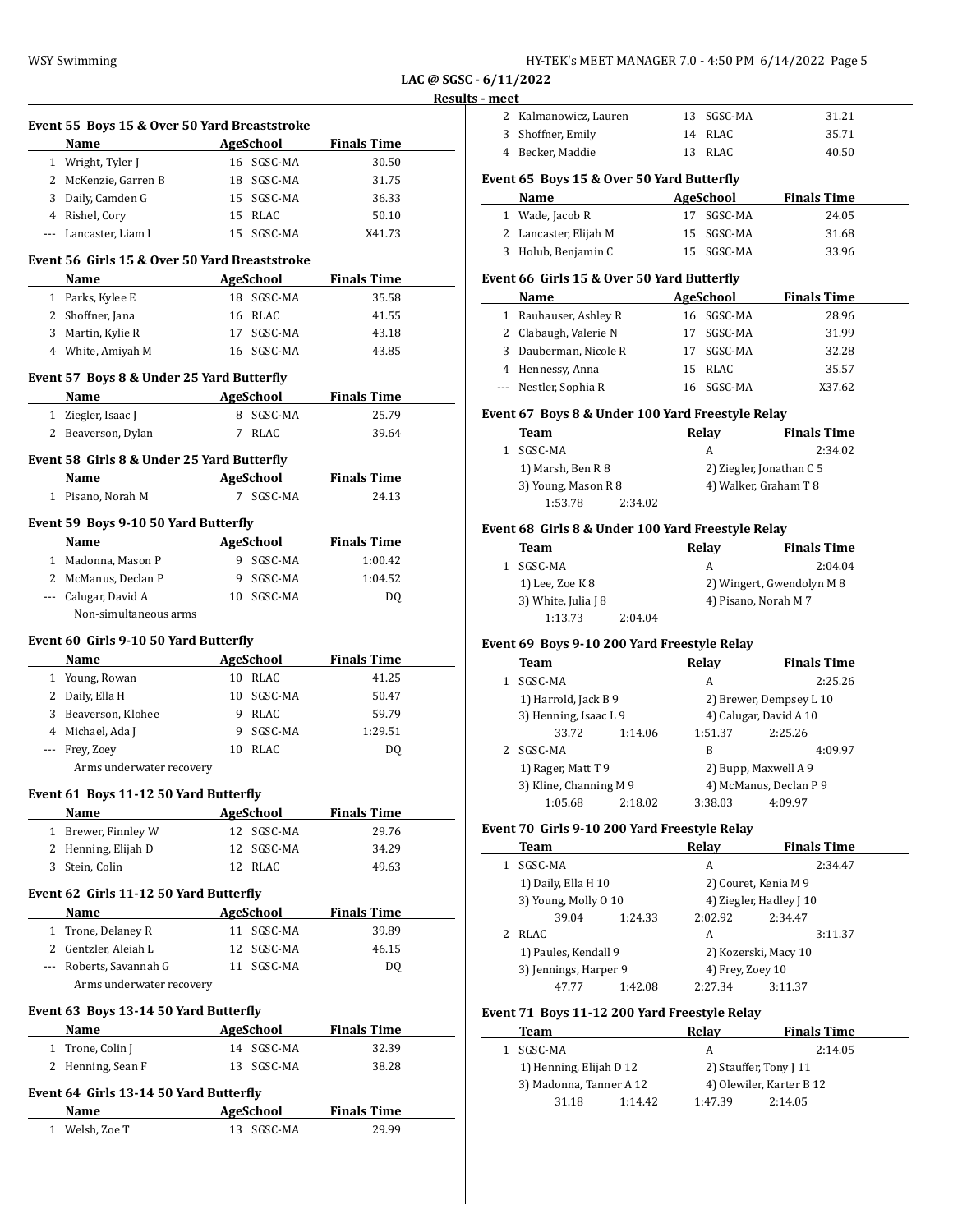## LAC @ SGSC - 6/11/2022

### Results - meet

#### Event 55 Boys 15 & Over 50 Yard Breaststroke

| | Name | Age | School | Finals Time |
|---|---|---|---|---|
| 1 | Wright, Tyler J | 16 | SGSC-MA | 30.50 |
| 2 | McKenzie, Garren B | 18 | SGSC-MA | 31.75 |
| 3 | Daily, Camden G | 15 | SGSC-MA | 36.33 |
| 4 | Rishel, Cory | 15 | RLAC | 50.10 |
| --- | Lancaster, Liam I | 15 | SGSC-MA | X41.73 |

#### Event 56 Girls 15 & Over 50 Yard Breaststroke

| | Name | Age | School | Finals Time |
|---|---|---|---|---|
| 1 | Parks, Kylee E | 18 | SGSC-MA | 35.58 |
| 2 | Shoffner, Jana | 16 | RLAC | 41.55 |
| 3 | Martin, Kylie R | 17 | SGSC-MA | 43.18 |
| 4 | White, Amiyah M | 16 | SGSC-MA | 43.85 |

#### Event 57 Boys 8 & Under 25 Yard Butterfly

| | Name | Age | School | Finals Time |
|---|---|---|---|---|
| 1 | Ziegler, Isaac J | 8 | SGSC-MA | 25.79 |
| 2 | Beaverson, Dylan | 7 | RLAC | 39.64 |

#### Event 58 Girls 8 & Under 25 Yard Butterfly

| | Name | Age | School | Finals Time |
|---|---|---|---|---|
| 1 | Pisano, Norah M | 7 | SGSC-MA | 24.13 |

#### Event 59 Boys 9-10 50 Yard Butterfly

| | Name | Age | School | Finals Time |
|---|---|---|---|---|
| 1 | Madonna, Mason P | 9 | SGSC-MA | 1:00.42 |
| 2 | McManus, Declan P | 9 | SGSC-MA | 1:04.52 |
| --- | Calugar, David A | 10 | SGSC-MA | DQ |
| | Non-simultaneous arms | | | |

#### Event 60 Girls 9-10 50 Yard Butterfly

| | Name | Age | School | Finals Time |
|---|---|---|---|---|
| 1 | Young, Rowan | 10 | RLAC | 41.25 |
| 2 | Daily, Ella H | 10 | SGSC-MA | 50.47 |
| 3 | Beaverson, Klohee | 9 | RLAC | 59.79 |
| 4 | Michael, Ada J | 9 | SGSC-MA | 1:29.51 |
| --- | Frey, Zoey | 10 | RLAC | DQ |
| | Arms underwater recovery | | | |

#### Event 61 Boys 11-12 50 Yard Butterfly

| | Name | Age | School | Finals Time |
|---|---|---|---|---|
| 1 | Brewer, Finnley W | 12 | SGSC-MA | 29.76 |
| 2 | Henning, Elijah D | 12 | SGSC-MA | 34.29 |
| 3 | Stein, Colin | 12 | RLAC | 49.63 |

#### Event 62 Girls 11-12 50 Yard Butterfly

| | Name | Age | School | Finals Time |
|---|---|---|---|---|
| 1 | Trone, Delaney R | 11 | SGSC-MA | 39.89 |
| 2 | Gentzler, Aleiah L | 12 | SGSC-MA | 46.15 |
| --- | Roberts, Savannah G | 11 | SGSC-MA | DQ |
| | Arms underwater recovery | | | |

#### Event 63 Boys 13-14 50 Yard Butterfly

| | Name | Age | School | Finals Time |
|---|---|---|---|---|
| 1 | Trone, Colin J | 14 | SGSC-MA | 32.39 |
| 2 | Henning, Sean F | 13 | SGSC-MA | 38.28 |

#### Event 64 Girls 13-14 50 Yard Butterfly

| | Name | Age | School | Finals Time |
|---|---|---|---|---|
| 1 | Welsh, Zoe T | 13 | SGSC-MA | 29.99 |
| 2 | Kalmanowicz, Lauren | 13 | SGSC-MA | 31.21 |
| 3 | Shoffner, Emily | 14 | RLAC | 35.71 |
| 4 | Becker, Maddie | 13 | RLAC | 40.50 |

#### Event 65 Boys 15 & Over 50 Yard Butterfly

| | Name | Age | School | Finals Time |
|---|---|---|---|---|
| 1 | Wade, Jacob R | 17 | SGSC-MA | 24.05 |
| 2 | Lancaster, Elijah M | 15 | SGSC-MA | 31.68 |
| 3 | Holub, Benjamin C | 15 | SGSC-MA | 33.96 |

#### Event 66 Girls 15 & Over 50 Yard Butterfly

| | Name | Age | School | Finals Time |
|---|---|---|---|---|
| 1 | Rauhauser, Ashley R | 16 | SGSC-MA | 28.96 |
| 2 | Clabaugh, Valerie N | 17 | SGSC-MA | 31.99 |
| 3 | Dauberman, Nicole R | 17 | SGSC-MA | 32.28 |
| 4 | Hennessy, Anna | 15 | RLAC | 35.57 |
| --- | Nestler, Sophia R | 16 | SGSC-MA | X37.62 |

#### Event 67 Boys 8 & Under 100 Yard Freestyle Relay

| | Team | Relay | Finals Time |
|---|---|---|---|
| 1 | SGSC-MA | A | 2:34.02 |

1) Marsh, Ben R 8 — 2) Ziegler, Jonathan C 5 — 3) Young, Mason R 8 — 4) Walker, Graham T 8

1:53.78 2:34.02

#### Event 68 Girls 8 & Under 100 Yard Freestyle Relay

| | Team | Relay | Finals Time |
|---|---|---|---|
| 1 | SGSC-MA | A | 2:04.04 |

1) Lee, Zoe K 8 — 2) Wingert, Gwendolyn M 8 — 3) White, Julia J 8 — 4) Pisano, Norah M 7

1:13.73 2:04.04

#### Event 69 Boys 9-10 200 Yard Freestyle Relay

| | Team | Relay | Finals Time |
|---|---|---|---|
| 1 | SGSC-MA | A | 2:25.26 |

1) Harrold, Jack B 9 — 2) Brewer, Dempsey L 10 — 3) Henning, Isaac L 9 — 4) Calugar, David A 10

33.72 1:14.06 1:51.37 2:25.26

| | Team | Relay | Finals Time |
|---|---|---|---|
| 2 | SGSC-MA | B | 4:09.97 |

1) Rager, Matt T 9 — 2) Bupp, Maxwell A 9 — 3) Kline, Channing M 9 — 4) McManus, Declan P 9

1:05.68 2:18.02 3:38.03 4:09.97

#### Event 70 Girls 9-10 200 Yard Freestyle Relay

| | Team | Relay | Finals Time |
|---|---|---|---|
| 1 | SGSC-MA | A | 2:34.47 |

1) Daily, Ella H 10 — 2) Couret, Kenia M 9 — 3) Young, Molly O 10 — 4) Ziegler, Hadley J 10

39.04 1:24.33 2:02.92 2:34.47

| | Team | Relay | Finals Time |
|---|---|---|---|
| 2 | RLAC | A | 3:11.37 |

1) Paules, Kendall 9 — 2) Kozerski, Macy 10 — 3) Jennings, Harper 9 — 4) Frey, Zoey 10

47.77 1:42.08 2:27.34 3:11.37

#### Event 71 Boys 11-12 200 Yard Freestyle Relay

| | Team | Relay | Finals Time |
|---|---|---|---|
| 1 | SGSC-MA | A | 2:14.05 |

1) Henning, Elijah D 12 — 2) Stauffer, Tony J 11 — 3) Madonna, Tanner A 12 — 4) Olewiler, Karter B 12

31.18 1:14.42 1:47.39 2:14.05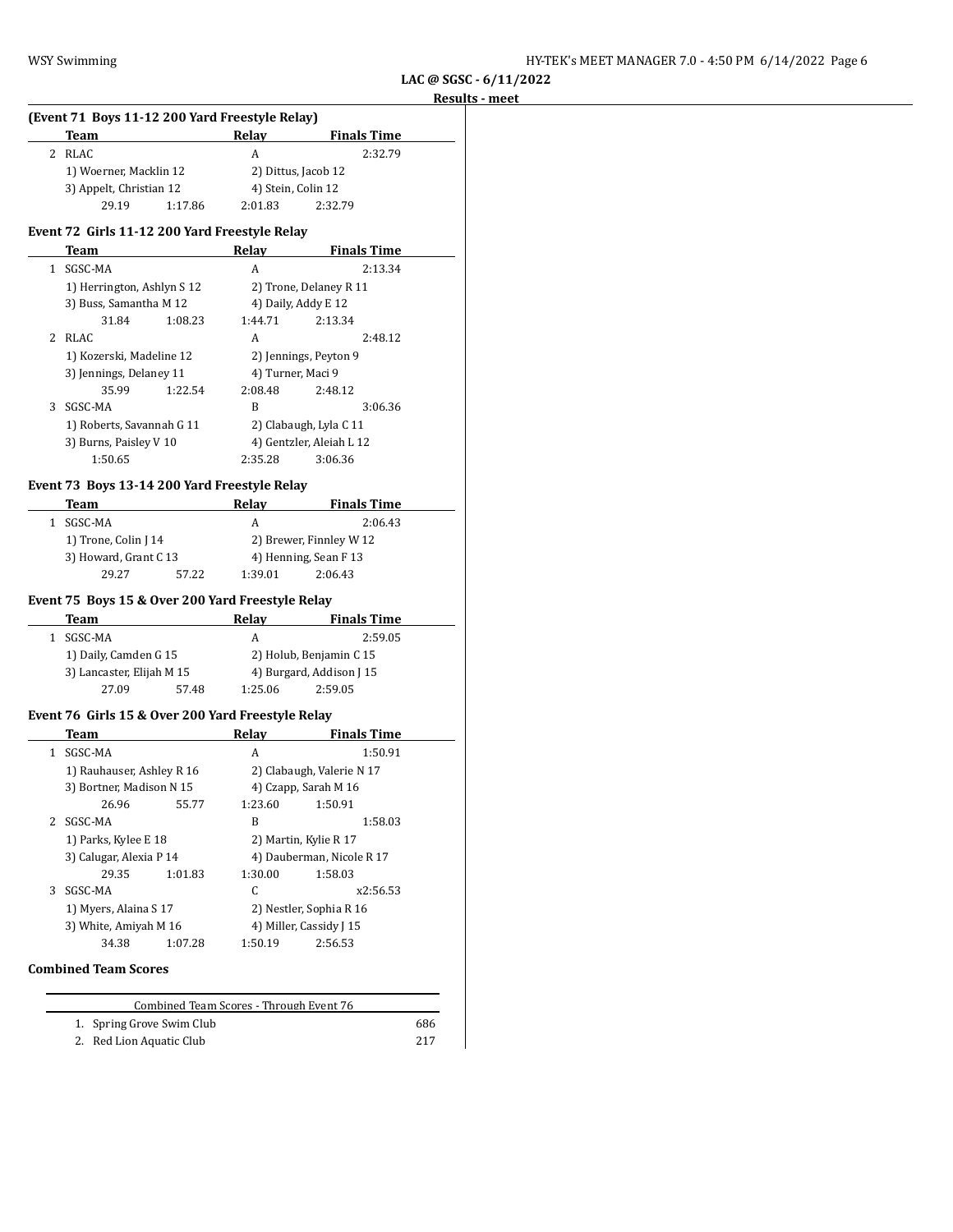LAC @ SGSC - 6/11/2022

**Results - meet**

### (Event 71 Boys 11-12 200 Yard Freestyle Relay)

| | Team | Relay | Finals Time |
|---|---|---|---|
| 2 | RLAC | A | 2:32.79 |
| | 1) Woerner, Macklin 12 | 2) Dittus, Jacob 12 | |
| | 3) Appelt, Christian 12 | 4) Stein, Colin 12 | |
| | 29.19 1:17.86 | 2:01.83 2:32.79 | |

### Event 72 Girls 11-12 200 Yard Freestyle Relay

| | Team | Relay | Finals Time |
|---|---|---|---|
| 1 | SGSC-MA | A | 2:13.34 |
| | 1) Herrington, Ashlyn S 12 | 2) Trone, Delaney R 11 | |
| | 3) Buss, Samantha M 12 | 4) Daily, Addy E 12 | |
| | 31.84 1:08.23 | 1:44.71 2:13.34 | |
| 2 | RLAC | A | 2:48.12 |
| | 1) Kozerski, Madeline 12 | 2) Jennings, Peyton 9 | |
| | 3) Jennings, Delaney 11 | 4) Turner, Maci 9 | |
| | 35.99 1:22.54 | 2:08.48 2:48.12 | |
| 3 | SGSC-MA | B | 3:06.36 |
| | 1) Roberts, Savannah G 11 | 2) Clabaugh, Lyla C 11 | |
| | 3) Burns, Paisley V 10 | 4) Gentzler, Aleiah L 12 | |
| | 1:50.65 | 2:35.28 3:06.36 | |

### Event 73 Boys 13-14 200 Yard Freestyle Relay

| | Team | Relay | Finals Time |
|---|---|---|---|
| 1 | SGSC-MA | A | 2:06.43 |
| | 1) Trone, Colin J 14 | 2) Brewer, Finnley W 12 | |
| | 3) Howard, Grant C 13 | 4) Henning, Sean F 13 | |
| | 29.27 57.22 | 1:39.01 2:06.43 | |

### Event 75 Boys 15 & Over 200 Yard Freestyle Relay

| | Team | Relay | Finals Time |
|---|---|---|---|
| 1 | SGSC-MA | A | 2:59.05 |
| | 1) Daily, Camden G 15 | 2) Holub, Benjamin C 15 | |
| | 3) Lancaster, Elijah M 15 | 4) Burgard, Addison J 15 | |
| | 27.09 57.48 | 1:25.06 2:59.05 | |

### Event 76 Girls 15 & Over 200 Yard Freestyle Relay

| | Team | Relay | Finals Time |
|---|---|---|---|
| 1 | SGSC-MA | A | 1:50.91 |
| | 1) Rauhauser, Ashley R 16 | 2) Clabaugh, Valerie N 17 | |
| | 3) Bortner, Madison N 15 | 4) Czapp, Sarah M 16 | |
| | 26.96 55.77 | 1:23.60 1:50.91 | |
| 2 | SGSC-MA | B | 1:58.03 |
| | 1) Parks, Kylee E 18 | 2) Martin, Kylie R 17 | |
| | 3) Calugar, Alexia P 14 | 4) Dauberman, Nicole R 17 | |
| | 29.35 1:01.83 | 1:30.00 1:58.03 | |
| 3 | SGSC-MA | C | x2:56.53 |
| | 1) Myers, Alaina S 17 | 2) Nestler, Sophia R 16 | |
| | 3) White, Amiyah M 16 | 4) Miller, Cassidy J 15 | |
| | 34.38 1:07.28 | 1:50.19 2:56.53 | |

### Combined Team Scores

| Combined Team Scores - Through Event 76 | |
|---|---|
| 1. Spring Grove Swim Club | 686 |
| 2. Red Lion Aquatic Club | 217 |